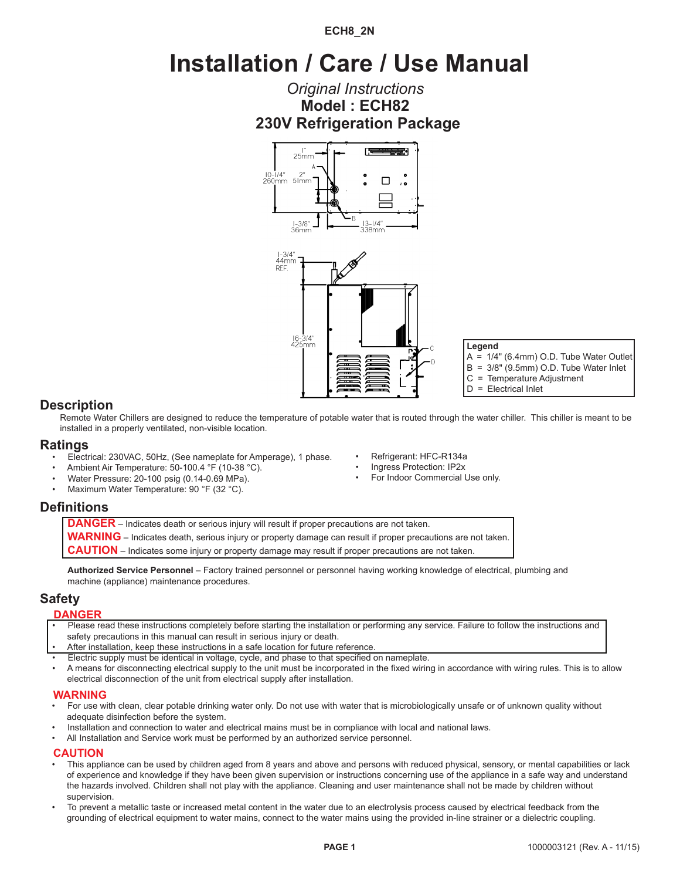ECH8_2N

# Installation / Care / Use Manual

*Original Instructions*

**Model : ECH82**

**230V Refrigeration Package**

**Legend**

A = 1/4" (6.4mm) O.D. Tube Water Outlet
B = 3/8" (9.5mm) O.D. Tube Water Inlet
C = Temperature Adjustment
D = Electrical Inlet

## Description

Remote Water Chillers are designed to reduce the temperature of potable water that is routed through the water chiller. This chiller is meant to be installed in a properly ventilated, non-visible location.

## Ratings

- Electrical: 230VAC, 50Hz, (See nameplate for Amperage), 1 phase.
- Ambient Air Temperature: 50-100.4 °F (10-38 °C).
- Water Pressure: 20-100 psig (0.14-0.69 MPa).
- Maximum Water Temperature: 90 °F (32 °C).
- Refrigerant: HFC-R134a
- Ingress Protection: IP2x
- For Indoor Commercial Use only.

## Definitions

**DANGER** – Indicates death or serious injury will result if proper precautions are not taken.
**WARNING** – Indicates death, serious injury or property damage can result if proper precautions are not taken.
**CAUTION** – Indicates some injury or property damage may result if proper precautions are not taken.

**Authorized Service Personnel** – Factory trained personnel or personnel having working knowledge of electrical, plumbing and machine (appliance) maintenance procedures.

## Safety

### DANGER

- Please read these instructions completely before starting the installation or performing any service. Failure to follow the instructions and safety precautions in this manual can result in serious injury or death.
- After installation, keep these instructions in a safe location for future reference.
- Electric supply must be identical in voltage, cycle, and phase to that specified on nameplate.
- A means for disconnecting electrical supply to the unit must be incorporated in the fixed wiring in accordance with wiring rules. This is to allow electrical disconnection of the unit from electrical supply after installation.

### WARNING

- For use with clean, clear potable drinking water only. Do not use with water that is microbiologically unsafe or of unknown quality without adequate disinfection before the system.
- Installation and connection to water and electrical mains must be in compliance with local and national laws.
- All Installation and Service work must be performed by an authorized service personnel.

### CAUTION

- This appliance can be used by children aged from 8 years and above and persons with reduced physical, sensory, or mental capabilities or lack of experience and knowledge if they have been given supervision or instructions concerning use of the appliance in a safe way and understand the hazards involved. Children shall not play with the appliance. Cleaning and user maintenance shall not be made by children without supervision.
- To prevent a metallic taste or increased metal content in the water due to an electrolysis process caused by electrical feedback from the grounding of electrical equipment to water mains, connect to the water mains using the provided in-line strainer or a dielectric coupling.

1000003121 (Rev. A - 11/15)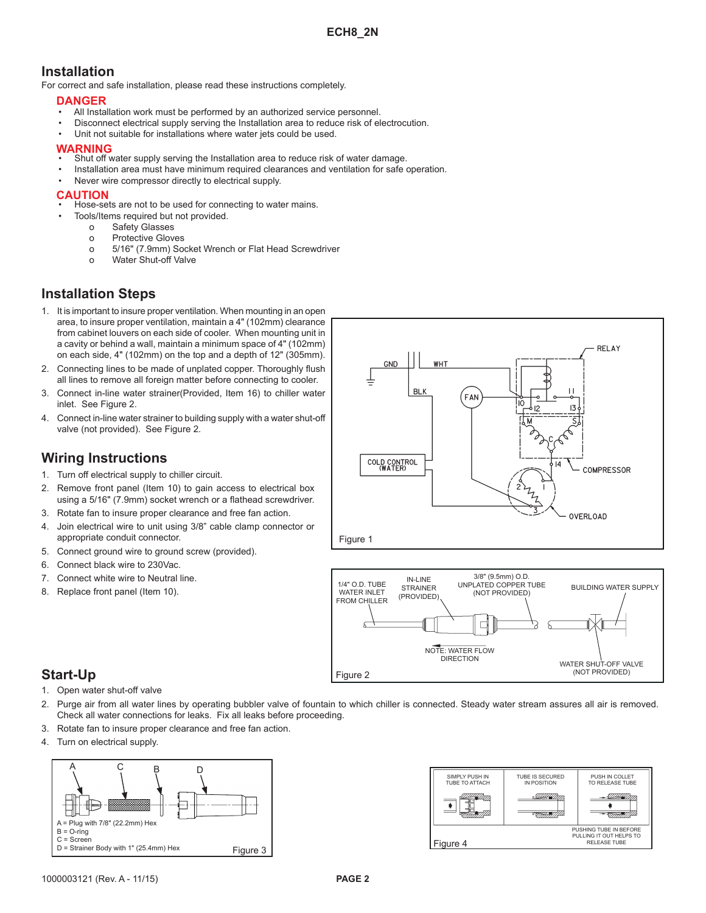## Installation

For correct and safe installation, please read these instructions completely.

### DANGER

- All Installation work must be performed by an authorized service personnel.
- Disconnect electrical supply serving the Installation area to reduce risk of electrocution.
- Unit not suitable for installations where water jets could be used.

### WARNING

- Shut off water supply serving the Installation area to reduce risk of water damage.
- Installation area must have minimum required clearances and ventilation for safe operation.
- Never wire compressor directly to electrical supply.

### CAUTION

- Hose-sets are not to be used for connecting to water mains.
- Tools/Items required but not provided.
  - Safety Glasses
  - Protective Gloves
  - 5/16" (7.9mm) Socket Wrench or Flat Head Screwdriver
  - Water Shut-off Valve

## Installation Steps

1. It is important to insure proper ventilation. When mounting in an open area, to insure proper ventilation, maintain a 4" (102mm) clearance from cabinet louvers on each side of cooler. When mounting unit in a cavity or behind a wall, maintain a minimum space of 4" (102mm) on each side, 4" (102mm) on the top and a depth of 12" (305mm).
2. Connecting lines to be made of unplated copper. Thoroughly flush all lines to remove all foreign matter before connecting to cooler.
3. Connect in-line water strainer(Provided, Item 16) to chiller water inlet. See Figure 2.
4. Connect in-line water strainer to building supply with a water shut-off valve (not provided). See Figure 2.

## Wiring Instructions

1. Turn off electrical supply to chiller circuit.
2. Remove front panel (Item 10) to gain access to electrical box using a 5/16" (7.9mm) socket wrench or a flathead screwdriver.
3. Rotate fan to insure proper clearance and free fan action.
4. Join electrical wire to unit using 3/8" cable clamp connector or appropriate conduit connector.
5. Connect ground wire to ground screw (provided).
6. Connect black wire to 230Vac.
7. Connect white wire to Neutral line.
8. Replace front panel (Item 10).

Figure 1

Figure 2

## Start-Up

1. Open water shut-off valve
2. Purge air from all water lines by operating bubbler valve of fountain to which chiller is connected. Steady water stream assures all air is removed. Check all water connections for leaks. Fix all leaks before proceeding.
3. Rotate fan to insure proper clearance and free fan action.
4. Turn on electrical supply.

A = Plug with 7/8" (22.2mm) Hex
B = O-ring
C = Screen
D = Strainer Body with 1" (25.4mm) Hex

Figure 3

Figure 4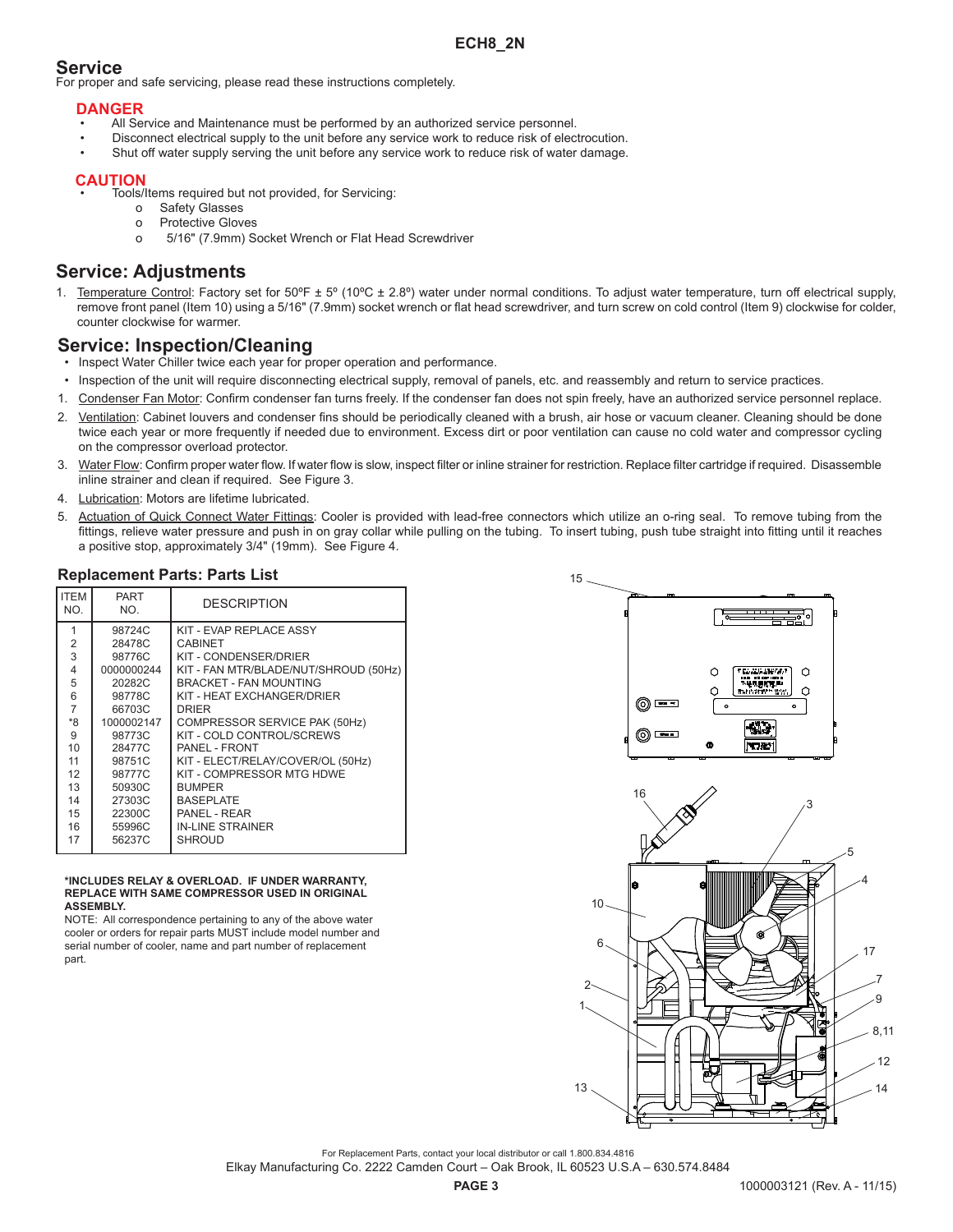# Service

For proper and safe servicing, please read these instructions completely.

### DANGER

- All Service and Maintenance must be performed by an authorized service personnel.
- Disconnect electrical supply to the unit before any service work to reduce risk of electrocution.
- Shut off water supply serving the unit before any service work to reduce risk of water damage.

### CAUTION

- Tools/Items required but not provided, for Servicing:
  - Safety Glasses
  - Protective Gloves
  - 5/16" (7.9mm) Socket Wrench or Flat Head Screwdriver

## Service: Adjustments

1. Temperature Control: Factory set for 50ºF ± 5º (10ºC ± 2.8º) water under normal conditions. To adjust water temperature, turn off electrical supply, remove front panel (Item 10) using a 5/16" (7.9mm) socket wrench or flat head screwdriver, and turn screw on cold control (Item 9) clockwise for colder, counter clockwise for warmer.

## Service: Inspection/Cleaning

- Inspect Water Chiller twice each year for proper operation and performance.
- Inspection of the unit will require disconnecting electrical supply, removal of panels, etc. and reassembly and return to service practices.

1. Condenser Fan Motor: Confirm condenser fan turns freely. If the condenser fan does not spin freely, have an authorized service personnel replace.
2. Ventilation: Cabinet louvers and condenser fins should be periodically cleaned with a brush, air hose or vacuum cleaner. Cleaning should be done twice each year or more frequently if needed due to environment. Excess dirt or poor ventilation can cause no cold water and compressor cycling on the compressor overload protector.
3. Water Flow: Confirm proper water flow. If water flow is slow, inspect filter or inline strainer for restriction. Replace filter cartridge if required. Disassemble inline strainer and clean if required. See Figure 3.
4. Lubrication: Motors are lifetime lubricated.
5. Actuation of Quick Connect Water Fittings: Cooler is provided with lead-free connectors which utilize an o-ring seal. To remove tubing from the fittings, relieve water pressure and push in on gray collar while pulling on the tubing. To insert tubing, push tube straight into fitting until it reaches a positive stop, approximately 3/4" (19mm). See Figure 4.

### Replacement Parts: Parts List

| ITEM NO. | PART NO. | DESCRIPTION |
|---|---|---|
| 1 | 98724C | KIT - EVAP REPLACE ASSY |
| 2 | 28478C | CABINET |
| 3 | 98776C | KIT - CONDENSER/DRIER |
| 4 | 0000000244 | KIT - FAN MTR/BLADE/NUT/SHROUD (50Hz) |
| 5 | 20282C | BRACKET - FAN MOUNTING |
| 6 | 98778C | KIT - HEAT EXCHANGER/DRIER |
| 7 | 66703C | DRIER |
| *8 | 1000002147 | COMPRESSOR SERVICE PAK (50Hz) |
| 9 | 98773C | KIT - COLD CONTROL/SCREWS |
| 10 | 28477C | PANEL - FRONT |
| 11 | 98751C | KIT - ELECT/RELAY/COVER/OL (50Hz) |
| 12 | 98777C | KIT - COMPRESSOR MTG HDWE |
| 13 | 50930C | BUMPER |
| 14 | 27303C | BASEPLATE |
| 15 | 22300C | PANEL - REAR |
| 16 | 55996C | IN-LINE STRAINER |
| 17 | 56237C | SHROUD |

**\*INCLUDES RELAY & OVERLOAD. IF UNDER WARRANTY, REPLACE WITH SAME COMPRESSOR USED IN ORIGINAL ASSEMBLY.**

NOTE: All correspondence pertaining to any of the above water cooler or orders for repair parts MUST include model number and serial number of cooler, name and part number of replacement part.

15
16
3
5
4
10
6
17
2
7
1
9
8,11
12
13
14

For Replacement Parts, contact your local distributor or call 1.800.834.4816

Elkay Manufacturing Co. 2222 Camden Court – Oak Brook, IL 60523 U.S.A – 630.574.8484

1000003121 (Rev. A - 11/15)